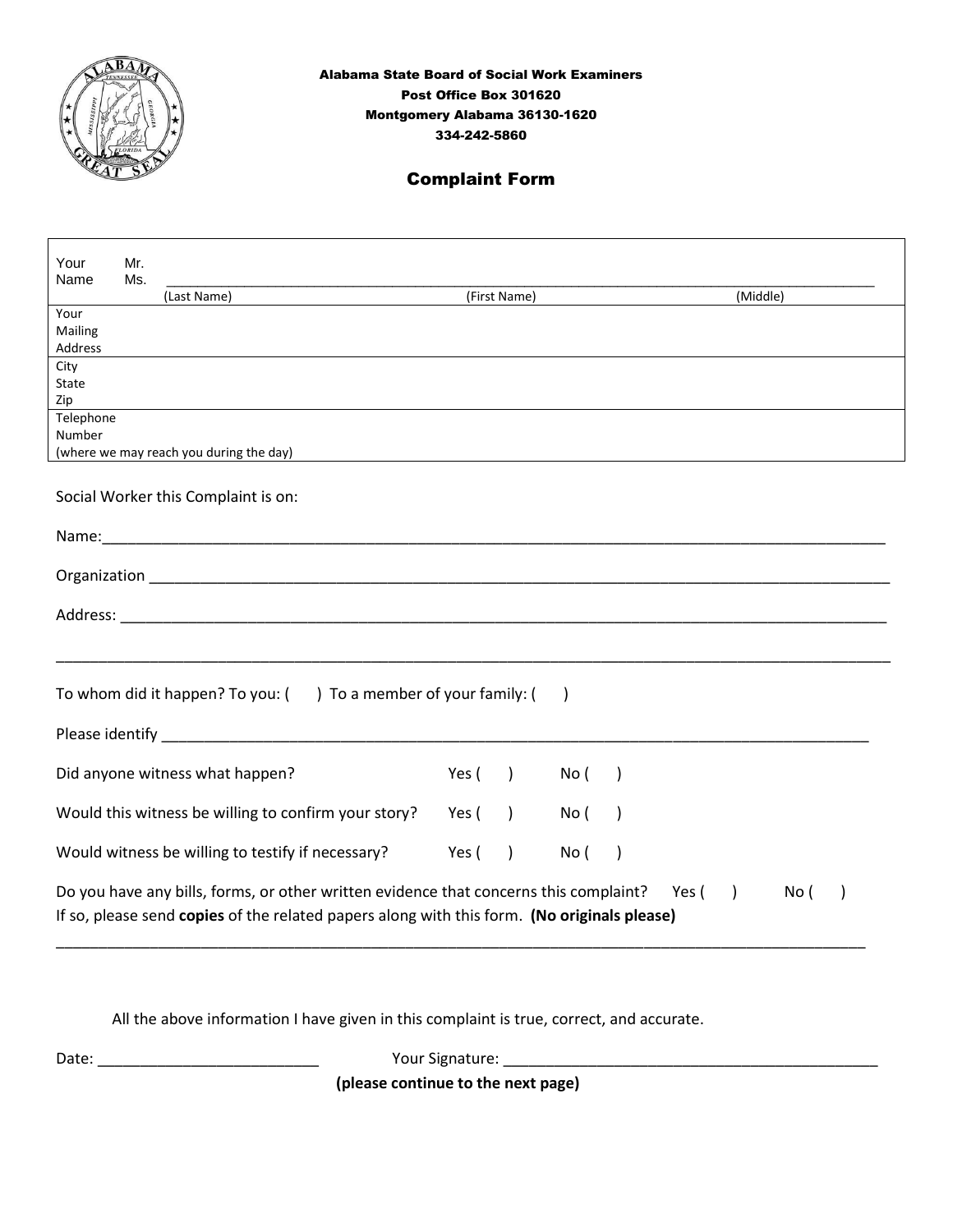Alabama State Board of Social Work Examiners
Post Office Box 301620
Montgomery Alabama 36130-1620
334-242-5860

# Complaint Form

| Your Name | Mr. Ms. ______________________ (Last Name) ______________________ (First Name) ______________________ (Middle) |
|---|---|
| Your Mailing Address | |
| City State Zip | |
| Telephone Number (where we may reach you during the day) | |

Social Worker this Complaint is on:

Name:____________________________________________________________________________________

Organization ______________________________________________________________________________

Address: _________________________________________________________________________________

__________________________________________________________________________________________

To whom did it happen? To you: ( ) To a member of your family: ( )

Please identify ____________________________________________________________________________

Did anyone witness what happen? Yes ( ) No ( )

Would this witness be willing to confirm your story? Yes ( ) No ( )

Would witness be willing to testify if necessary? Yes ( ) No ( )

Do you have any bills, forms, or other written evidence that concerns this complaint? Yes ( ) No ( )
If so, please send **copies** of the related papers along with this form. **(No originals please)**

__________________________________________________________________________________________

All the above information I have given in this complaint is true, correct, and accurate.

Date: __________________________ Your Signature: ____________________________________________

**(please continue to the next page)**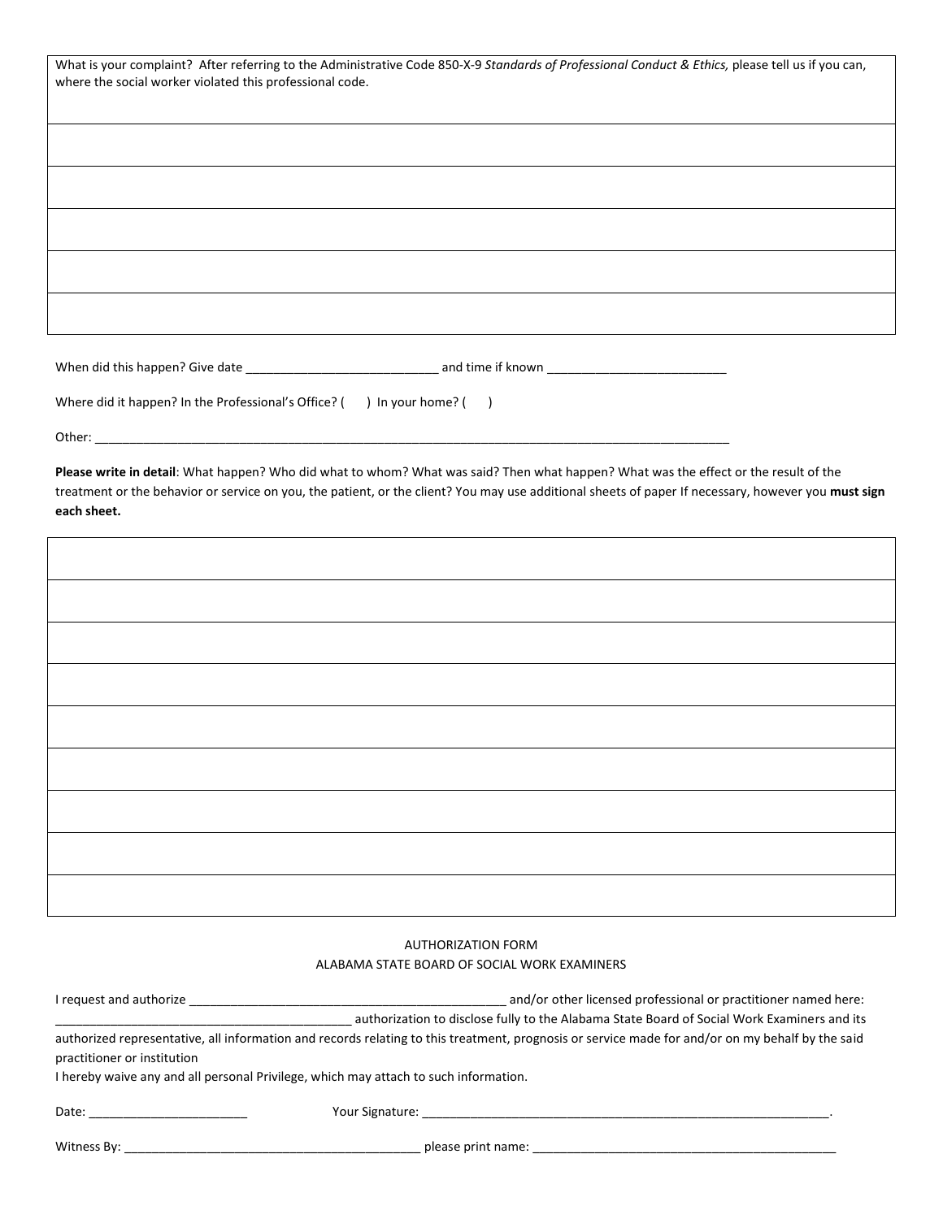| What is your complaint? After referring to the Administrative Code 850-X-9 *Standards of Professional Conduct & Ethics,* please tell us if you can, where the social worker violated this professional code. |
|---|
| |
| |
| |
| |
| |

When did this happen? Give date ____________________________ and time if known __________________________

Where did it happen? In the Professional's Office? (    ) In your home? (    )

Other: ____________________________________________________________________________________________

**Please write in detail**: What happen? Who did what to whom? What was said? Then what happen? What was the effect or the result of the treatment or the behavior or service on you, the patient, or the client? You may use additional sheets of paper If necessary, however you **must sign each sheet.**

| |
|---|
| |
| |
| |
| |
| |
| |
| |
| |
| |

AUTHORIZATION FORM

ALABAMA STATE BOARD OF SOCIAL WORK EXAMINERS

I request and authorize _______________________________________________ and/or other licensed professional or practitioner named here: ___________________________________________ authorization to disclose fully to the Alabama State Board of Social Work Examiners and its authorized representative, all information and records relating to this treatment, prognosis or service made for and/or on my behalf by the said practitioner or institution

I hereby waive any and all personal Privilege, which may attach to such information.

Date: _______________________        Your Signature: ____________________________________________________________.

Witness By: ___________________________________________ please print name: _____________________________________________